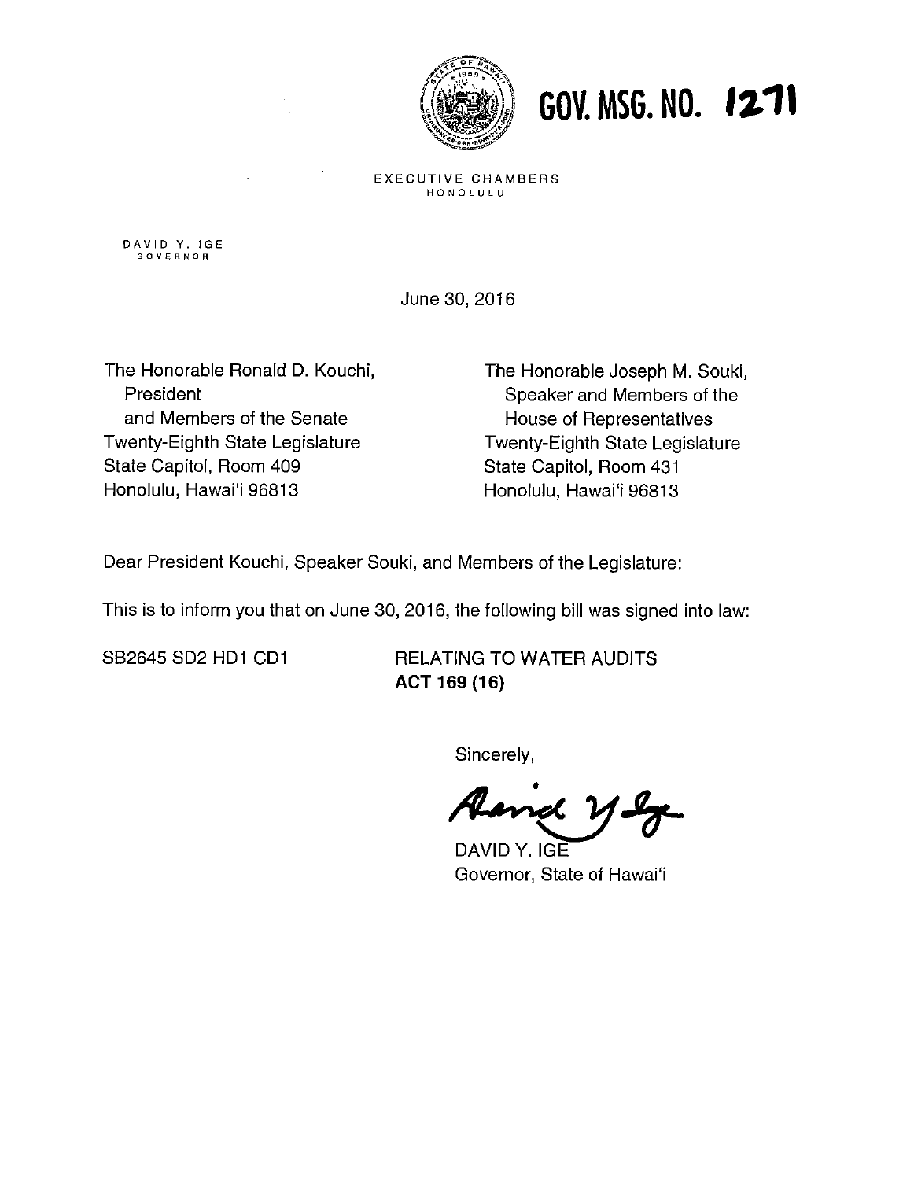# GOV. MSG. NO. 1271

EXECUTIVE CHAMBERS
HONOLULU

DAVID Y. IGE
GOVERNOR

June 30, 2016

The Honorable Ronald D. Kouchi,
President
and Members of the Senate
Twenty-Eighth State Legislature
State Capitol, Room 409
Honolulu, Hawai'i 96813

The Honorable Joseph M. Souki,
Speaker and Members of the
House of Representatives
Twenty-Eighth State Legislature
State Capitol, Room 431
Honolulu, Hawai'i 96813

Dear President Kouchi, Speaker Souki, and Members of the Legislature:

This is to inform you that on June 30, 2016, the following bill was signed into law:

SB2645 SD2 HD1 CD1 RELATING TO WATER AUDITS
**ACT 169 (16)**

Sincerely,

DAVID Y. IGE
Governor, State of Hawai'i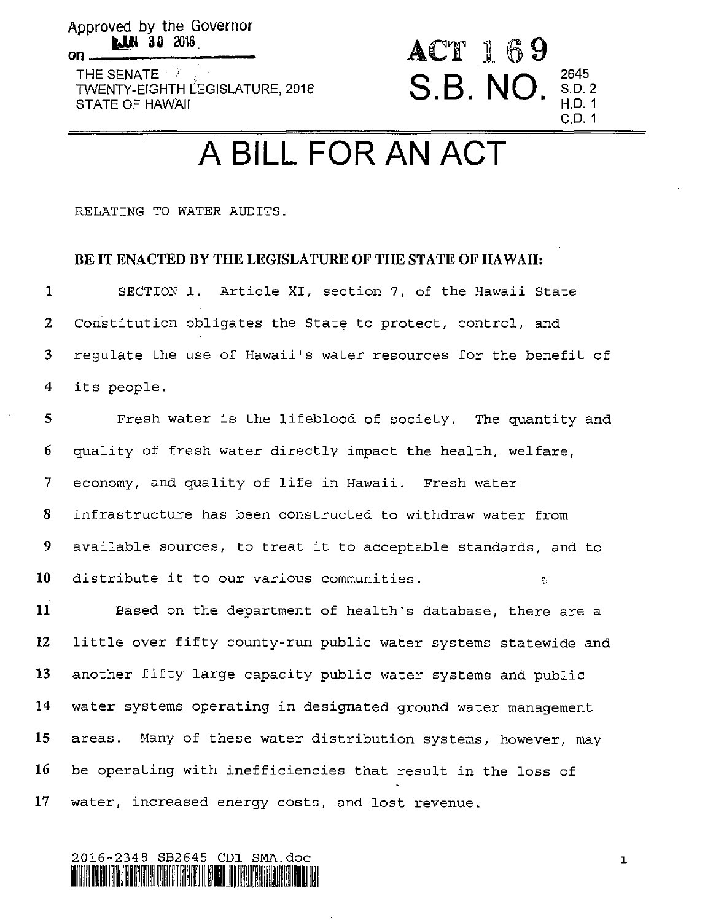Approved by the Governor on JUN 30 2016

THE SENATE
TWENTY-EIGHTH LEGISLATURE, 2016
STATE OF HAWAII

**ACT 169**

**S.B. NO.** 2645 S.D. 2 H.D. 1 C.D. 1

# A BILL FOR AN ACT

RELATING TO WATER AUDITS.

**BE IT ENACTED BY THE LEGISLATURE OF THE STATE OF HAWAII:**

SECTION 1. Article XI, section 7, of the Hawaii State Constitution obligates the State to protect, control, and regulate the use of Hawaii's water resources for the benefit of its people.

Fresh water is the lifeblood of society. The quantity and quality of fresh water directly impact the health, welfare, economy, and quality of life in Hawaii. Fresh water infrastructure has been constructed to withdraw water from available sources, to treat it to acceptable standards, and to distribute it to our various communities.

Based on the department of health's database, there are a little over fifty county-run public water systems statewide and another fifty large capacity public water systems and public water systems operating in designated ground water management areas. Many of these water distribution systems, however, may be operating with inefficiencies that result in the loss of water, increased energy costs, and lost revenue.

2016-2348 SB2645 CD1 SMA.doc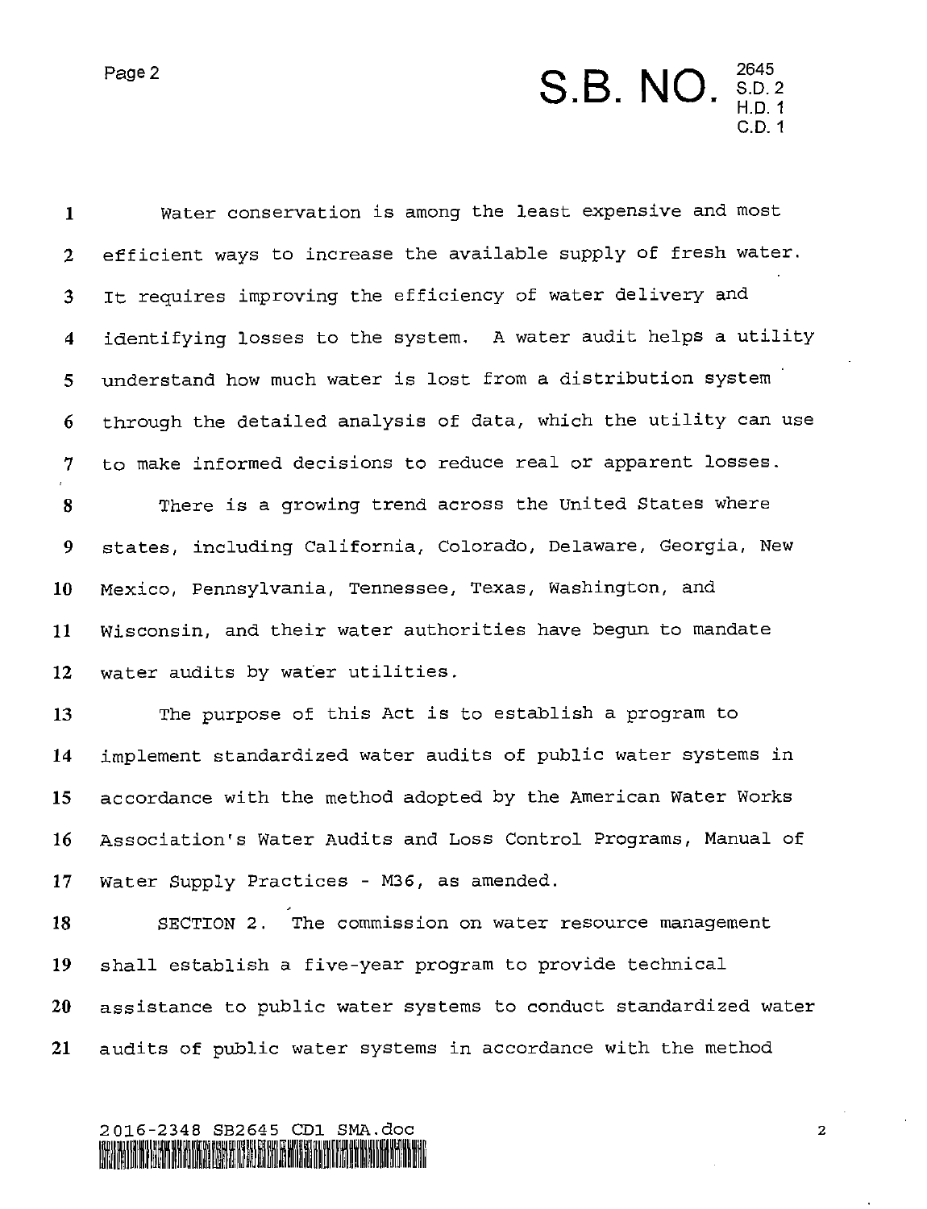Water conservation is among the least expensive and most efficient ways to increase the available supply of fresh water. It requires improving the efficiency of water delivery and identifying losses to the system. A water audit helps a utility understand how much water is lost from a distribution system through the detailed analysis of data, which the utility can use to make informed decisions to reduce real or apparent losses.

There is a growing trend across the United States where states, including California, Colorado, Delaware, Georgia, New Mexico, Pennsylvania, Tennessee, Texas, Washington, and Wisconsin, and their water authorities have begun to mandate water audits by water utilities.

The purpose of this Act is to establish a program to implement standardized water audits of public water systems in accordance with the method adopted by the American Water Works Association's Water Audits and Loss Control Programs, Manual of Water Supply Practices - M36, as amended.

SECTION 2. The commission on water resource management shall establish a five-year program to provide technical assistance to public water systems to conduct standardized water audits of public water systems in accordance with the method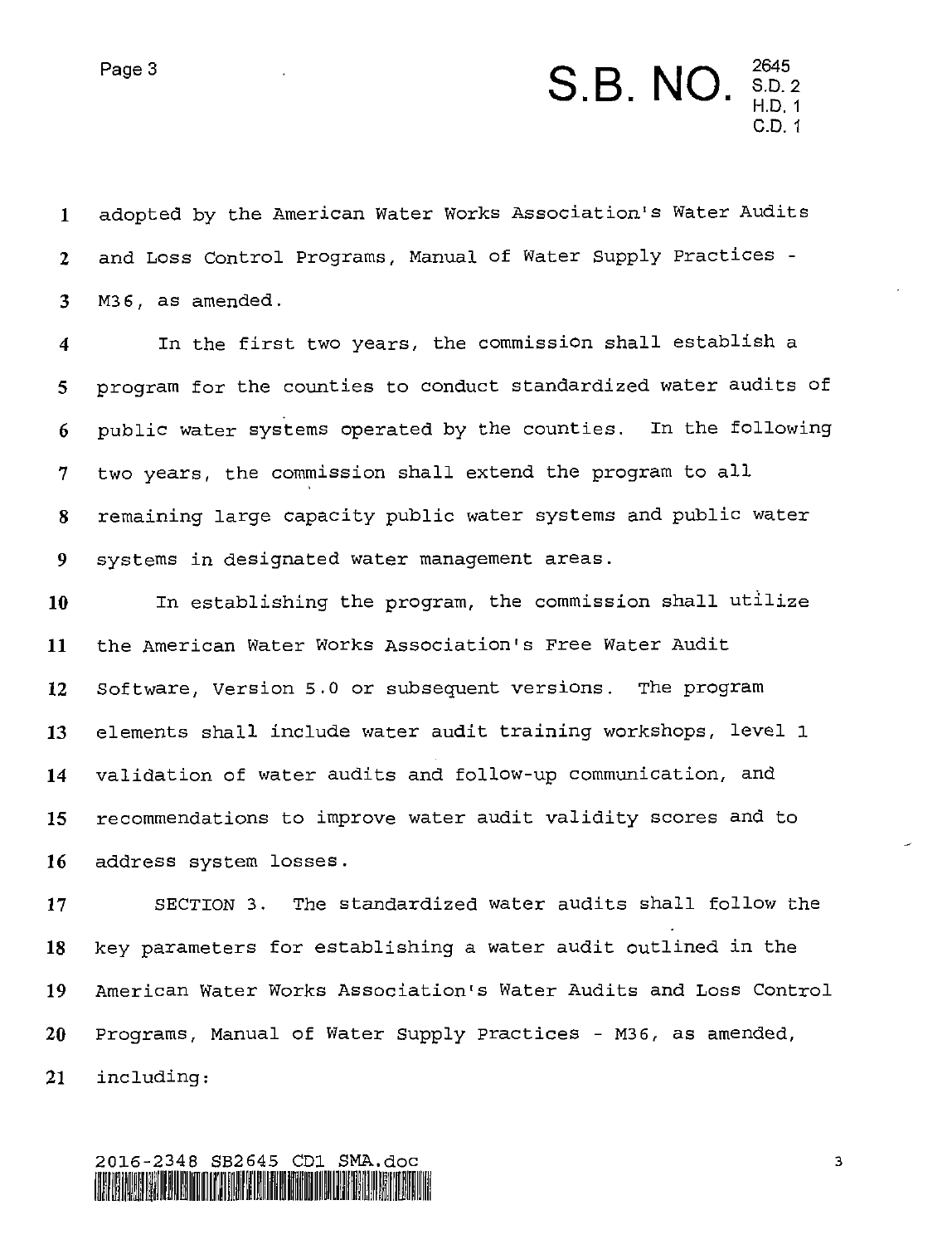adopted by the American Water Works Association's Water Audits and Loss Control Programs, Manual of Water Supply Practices - M36, as amended.

In the first two years, the commission shall establish a program for the counties to conduct standardized water audits of public water systems operated by the counties. In the following two years, the commission shall extend the program to all remaining large capacity public water systems and public water systems in designated water management areas.

In establishing the program, the commission shall utilize the American Water Works Association's Free Water Audit Software, Version 5.0 or subsequent versions. The program elements shall include water audit training workshops, level 1 validation of water audits and follow-up communication, and recommendations to improve water audit validity scores and to address system losses.

SECTION 3. The standardized water audits shall follow the key parameters for establishing a water audit outlined in the American Water Works Association's Water Audits and Loss Control Programs, Manual of Water Supply Practices - M36, as amended, including: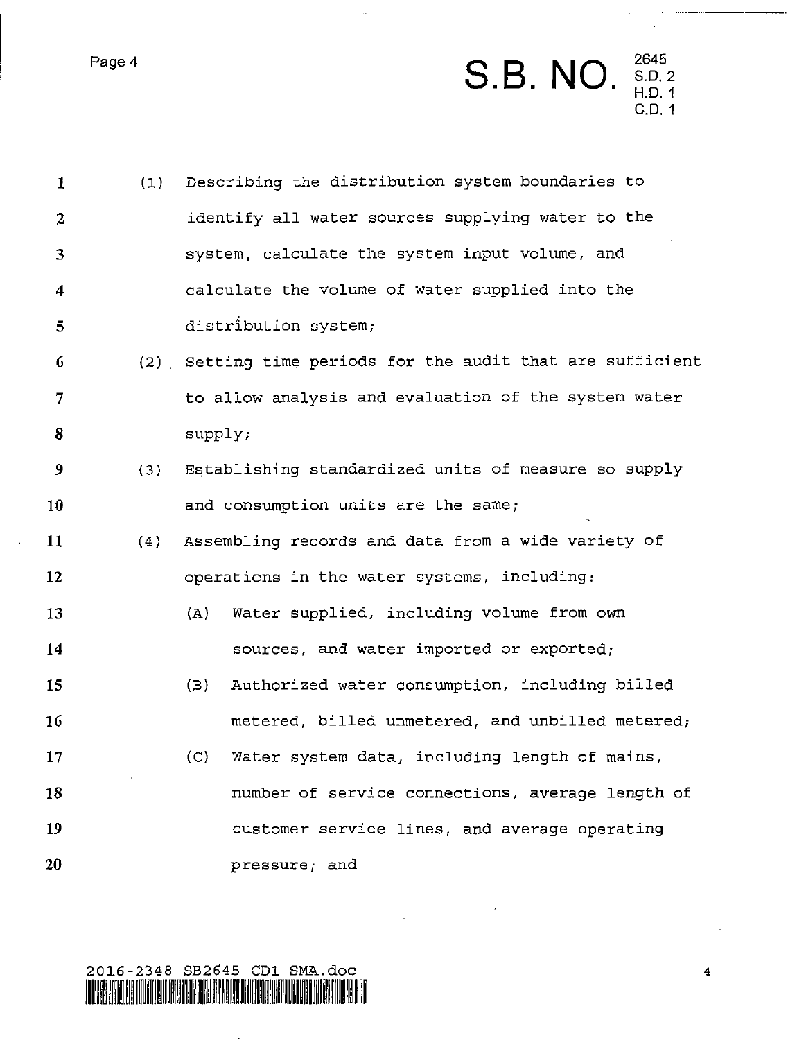(1) Describing the distribution system boundaries to identify all water sources supplying water to the system, calculate the system input volume, and calculate the volume of water supplied into the distribution system;

(2) Setting time periods for the audit that are sufficient to allow analysis and evaluation of the system water supply;

(3) Establishing standardized units of measure so supply and consumption units are the same;

(4) Assembling records and data from a wide variety of operations in the water systems, including:

  (A) Water supplied, including volume from own sources, and water imported or exported;

  (B) Authorized water consumption, including billed metered, billed unmetered, and unbilled metered;

  (C) Water system data, including length of mains, number of service connections, average length of customer service lines, and average operating pressure; and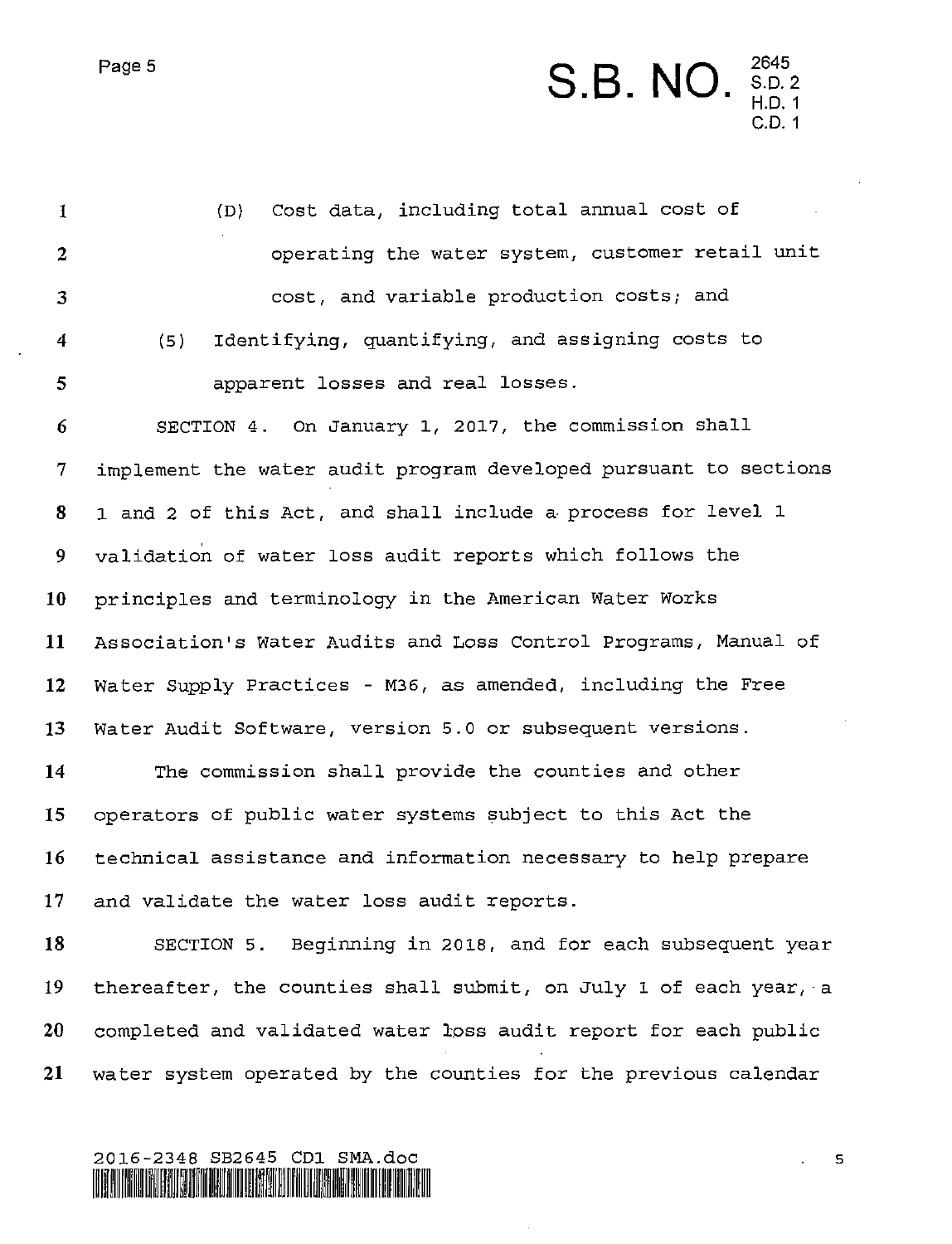(D) Cost data, including total annual cost of operating the water system, customer retail unit cost, and variable production costs; and

(5) Identifying, quantifying, and assigning costs to apparent losses and real losses.

SECTION 4. On January 1, 2017, the commission shall implement the water audit program developed pursuant to sections 1 and 2 of this Act, and shall include a process for level 1 validation of water loss audit reports which follows the principles and terminology in the American Water Works Association's Water Audits and Loss Control Programs, Manual of Water Supply Practices - M36, as amended, including the Free Water Audit Software, version 5.0 or subsequent versions.

The commission shall provide the counties and other operators of public water systems subject to this Act the technical assistance and information necessary to help prepare and validate the water loss audit reports.

SECTION 5. Beginning in 2018, and for each subsequent year thereafter, the counties shall submit, on July 1 of each year, a completed and validated water loss audit report for each public water system operated by the counties for the previous calendar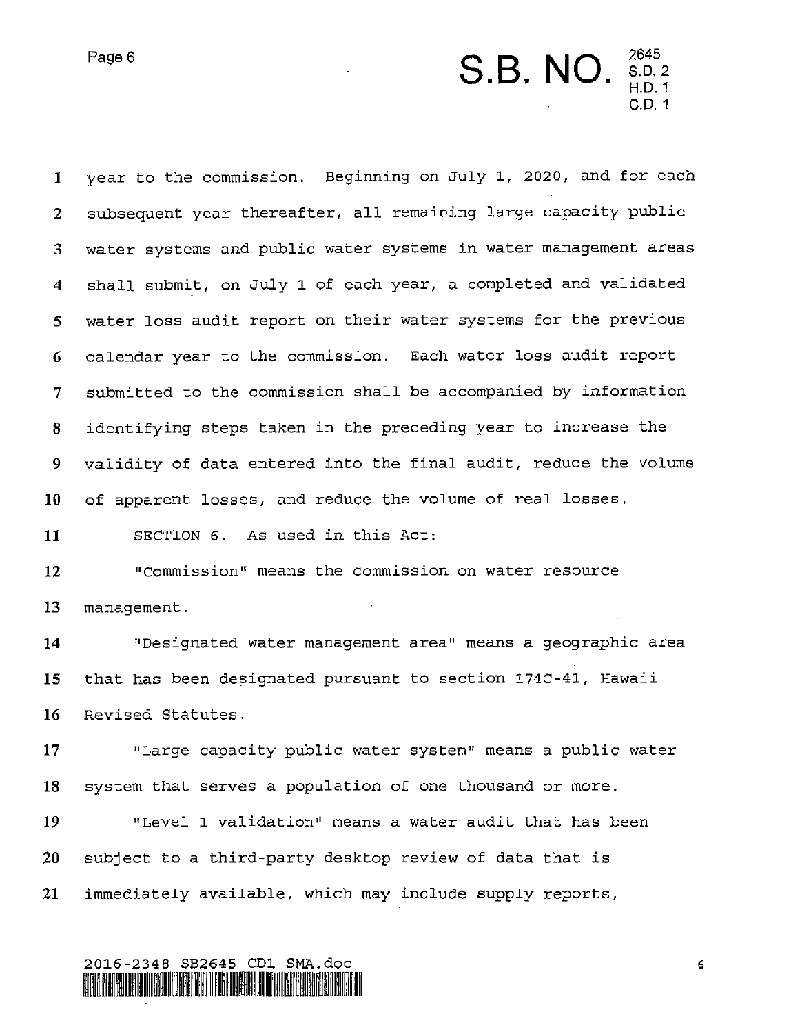year to the commission. Beginning on July 1, 2020, and for each subsequent year thereafter, all remaining large capacity public water systems and public water systems in water management areas shall submit, on July 1 of each year, a completed and validated water loss audit report on their water systems for the previous calendar year to the commission. Each water loss audit report submitted to the commission shall be accompanied by information identifying steps taken in the preceding year to increase the validity of data entered into the final audit, reduce the volume of apparent losses, and reduce the volume of real losses.

SECTION 6. As used in this Act:

"Commission" means the commission on water resource management.

"Designated water management area" means a geographic area that has been designated pursuant to section 174C-41, Hawaii Revised Statutes.

"Large capacity public water system" means a public water system that serves a population of one thousand or more.

"Level 1 validation" means a water audit that has been subject to a third-party desktop review of data that is immediately available, which may include supply reports,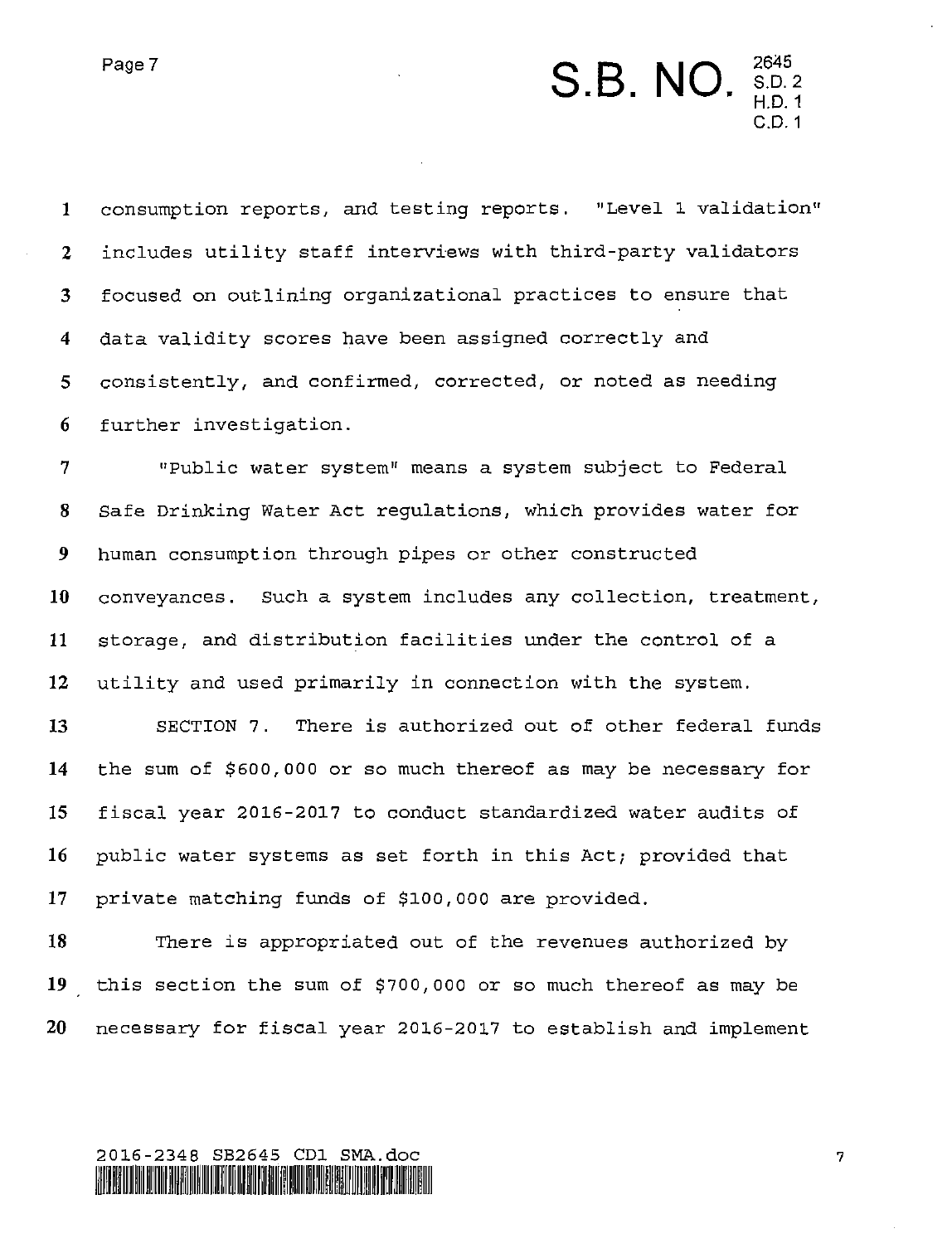consumption reports, and testing reports. "Level 1 validation" includes utility staff interviews with third-party validators focused on outlining organizational practices to ensure that data validity scores have been assigned correctly and consistently, and confirmed, corrected, or noted as needing further investigation.

"Public water system" means a system subject to Federal Safe Drinking Water Act regulations, which provides water for human consumption through pipes or other constructed conveyances. Such a system includes any collection, treatment, storage, and distribution facilities under the control of a utility and used primarily in connection with the system.

SECTION 7. There is authorized out of other federal funds the sum of $600,000 or so much thereof as may be necessary for fiscal year 2016-2017 to conduct standardized water audits of public water systems as set forth in this Act; provided that private matching funds of $100,000 are provided.

There is appropriated out of the revenues authorized by this section the sum of $700,000 or so much thereof as may be necessary for fiscal year 2016-2017 to establish and implement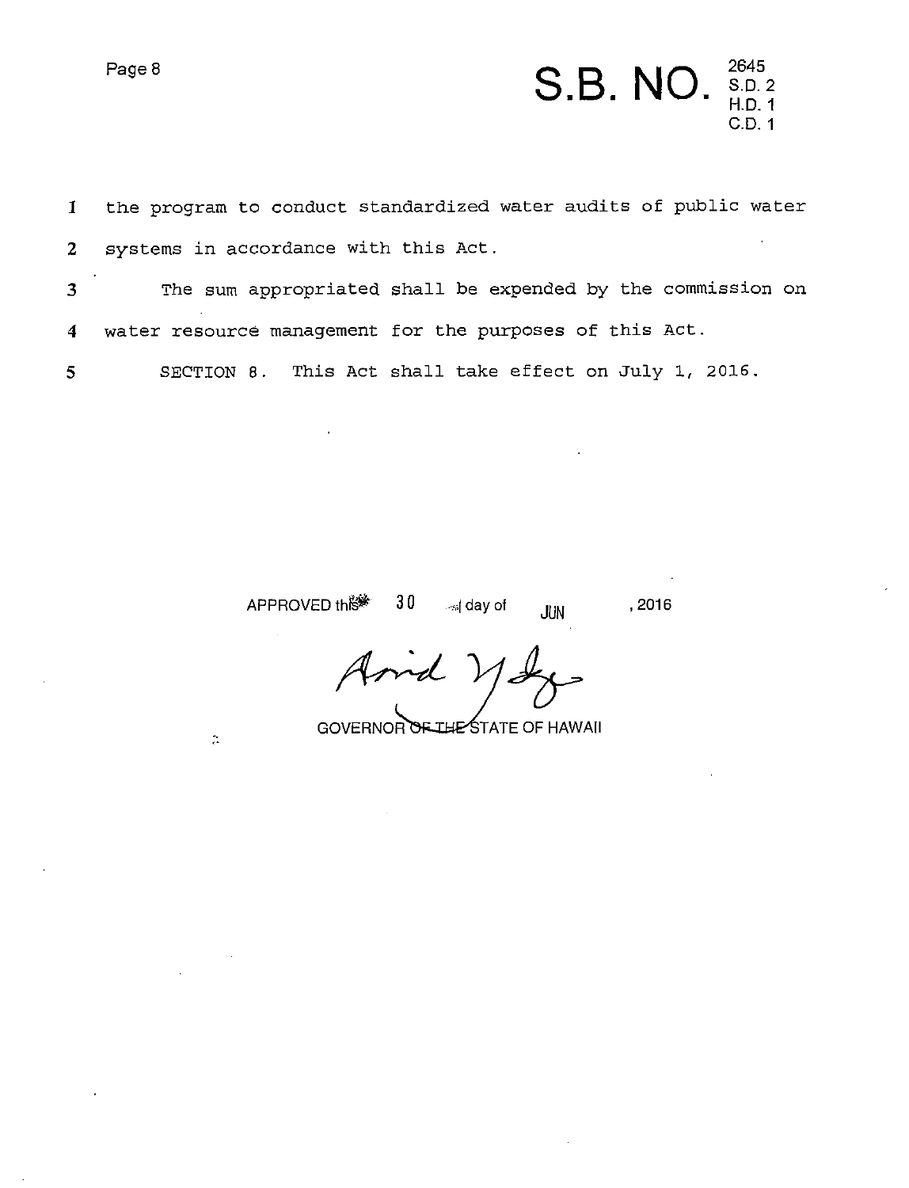the program to conduct standardized water audits of public water systems in accordance with this Act.

The sum appropriated shall be expended by the commission on water resource management for the purposes of this Act.

SECTION 8. This Act shall take effect on July 1, 2016.

APPROVED this 30 day of JUN, 2016

GOVERNOR OF THE STATE OF HAWAII